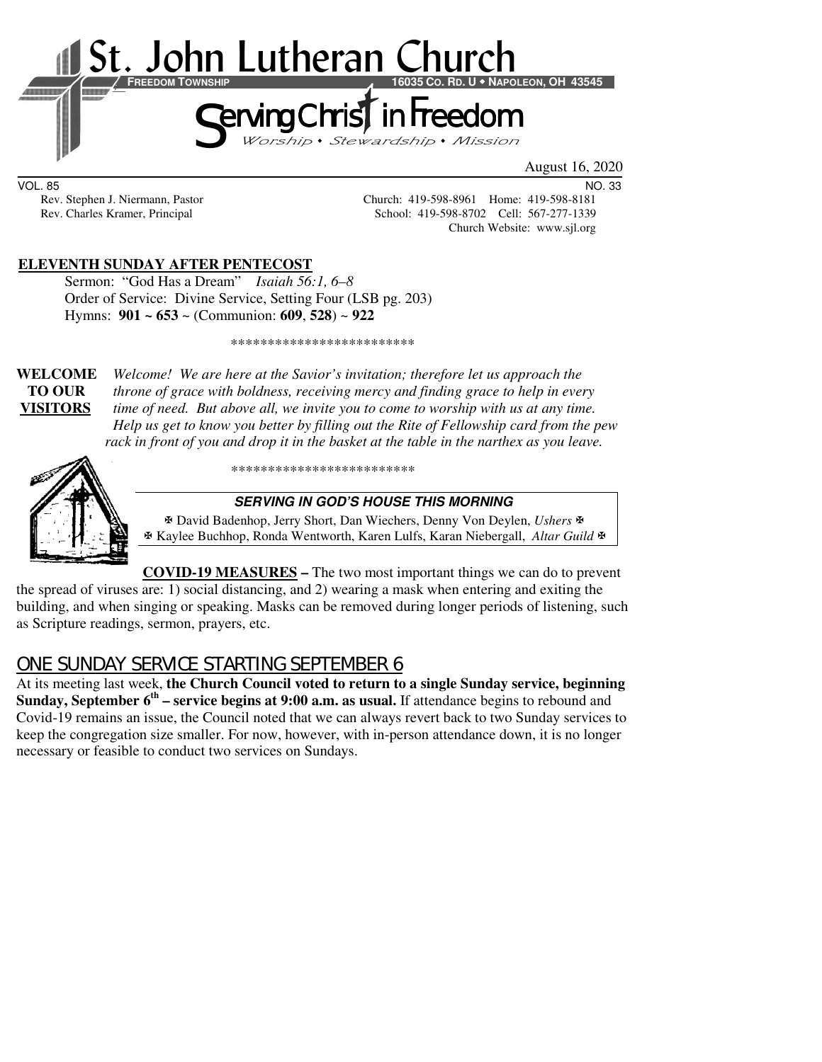# St. John Lutheran Church

**FREEDOM TOWNSHIP** **16035 CO. RD. U • NAPOLEON, OH 43545**

## Serving Christ in Freedom

*Worship • Stewardship • Mission*

August 16, 2020

VOL. 85 NO. 33

Rev. Stephen J. Niermann, Pastor
Rev. Charles Kramer, Principal

Church: 419-598-8961 Home: 419-598-8181
School: 419-598-8702 Cell: 567-277-1339
Church Website: www.sjl.org

**ELEVENTH SUNDAY AFTER PENTECOST**

Sermon: "God Has a Dream" *Isaiah 56:1, 6–8*
Order of Service: Divine Service, Setting Four (LSB pg. 203)
Hymns: **901** ~ **653** ~ (Communion: **609**, **528**) ~ **922**

*************************

**WELCOME TO OUR VISITORS** *Welcome! We are here at the Savior's invitation; therefore let us approach the throne of grace with boldness, receiving mercy and finding grace to help in every time of need. But above all, we invite you to come to worship with us at any time. Help us get to know you better by filling out the Rite of Fellowship card from the pew rack in front of you and drop it in the basket at the table in the narthex as you leave.*

*************************

***SERVING IN GOD'S HOUSE THIS MORNING***

✠ David Badenhop, Jerry Short, Dan Wiechers, Denny Von Deylen, *Ushers* ✠
✠ Kaylee Buchhop, Ronda Wentworth, Karen Lulfs, Karan Niebergall, *Altar Guild* ✠

**COVID-19 MEASURES –** The two most important things we can do to prevent the spread of viruses are: 1) social distancing, and 2) wearing a mask when entering and exiting the building, and when singing or speaking. Masks can be removed during longer periods of listening, such as Scripture readings, sermon, prayers, etc.

## ONE SUNDAY SERVICE STARTING SEPTEMBER 6

At its meeting last week, **the Church Council voted to return to a single Sunday service, beginning Sunday, September 6th – service begins at 9:00 a.m. as usual.** If attendance begins to rebound and Covid-19 remains an issue, the Council noted that we can always revert back to two Sunday services to keep the congregation size smaller. For now, however, with in-person attendance down, it is no longer necessary or feasible to conduct two services on Sundays.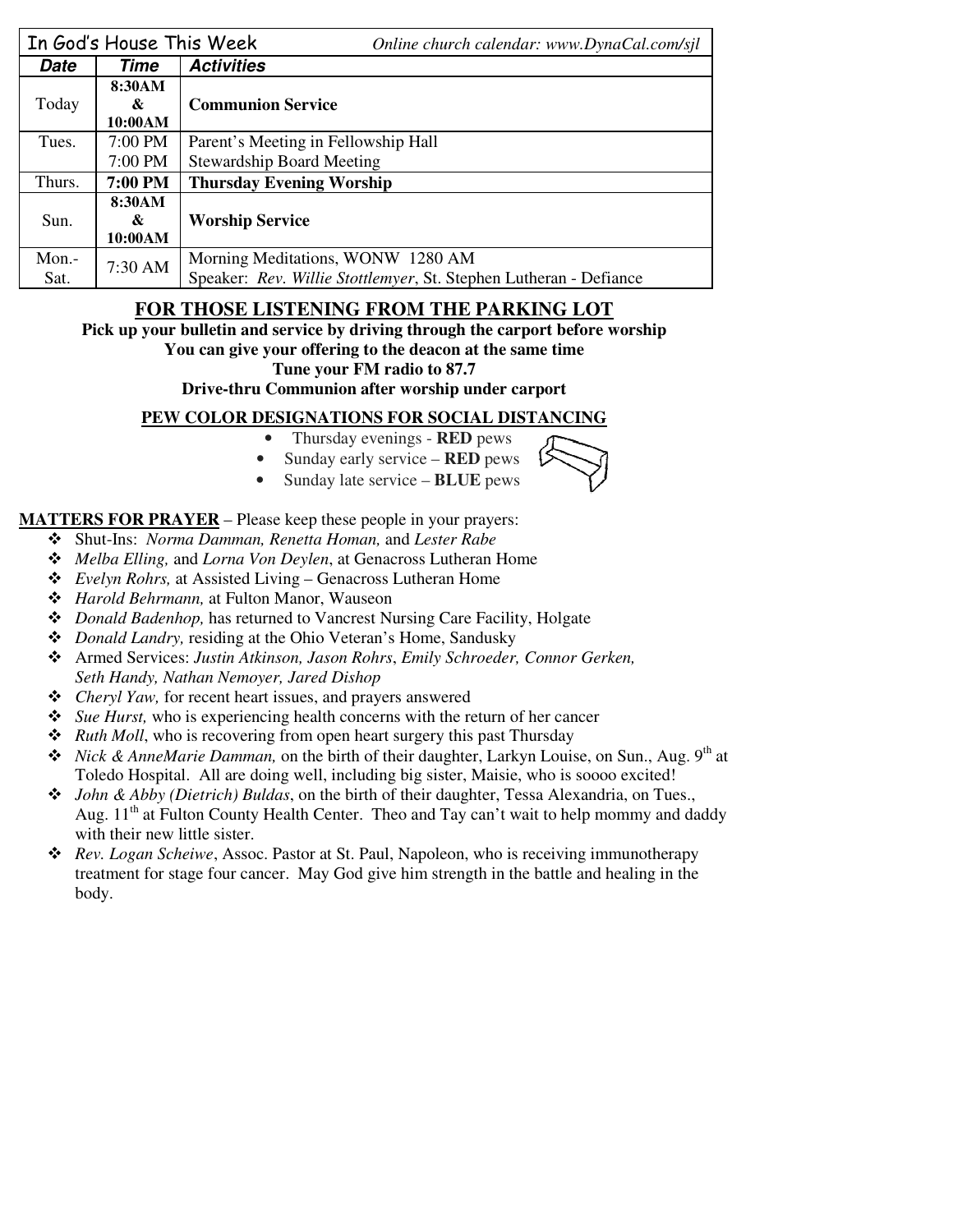| In God's House This Week | | *Online church calendar: www.DynaCal.com/sjl* |
|---|---|---|
| ***Date*** | ***Time*** | ***Activities*** |
| Today | **8:30AM & 10:00AM** | **Communion Service** |
| Tues. | 7:00 PM<br>7:00 PM | Parent's Meeting in Fellowship Hall<br>Stewardship Board Meeting |
| Thurs. | **7:00 PM** | **Thursday Evening Worship** |
| Sun. | **8:30AM & 10:00AM** | **Worship Service** |
| Mon.-Sat. | 7:30 AM | Morning Meditations, WONW 1280 AM<br>Speaker: *Rev. Willie Stottlemyer*, St. Stephen Lutheran - Defiance |

## FOR THOSE LISTENING FROM THE PARKING LOT

**Pick up your bulletin and service by driving through the carport before worship**
**You can give your offering to the deacon at the same time**
**Tune your FM radio to 87.7**
**Drive-thru Communion after worship under carport**

### PEW COLOR DESIGNATIONS FOR SOCIAL DISTANCING

- Thursday evenings - **RED** pews
- Sunday early service – **RED** pews
- Sunday late service – **BLUE** pews

**MATTERS FOR PRAYER** – Please keep these people in your prayers:

- Shut-Ins: *Norma Damman, Renetta Homan,* and *Lester Rabe*
- *Melba Elling,* and *Lorna Von Deylen*, at Genacross Lutheran Home
- *Evelyn Rohrs,* at Assisted Living – Genacross Lutheran Home
- *Harold Behrmann,* at Fulton Manor, Wauseon
- *Donald Badenhop,* has returned to Vancrest Nursing Care Facility, Holgate
- *Donald Landry,* residing at the Ohio Veteran's Home, Sandusky
- Armed Services: *Justin Atkinson, Jason Rohrs*, *Emily Schroeder, Connor Gerken, Seth Handy, Nathan Nemoyer, Jared Dishop*
- *Cheryl Yaw,* for recent heart issues, and prayers answered
- *Sue Hurst,* who is experiencing health concerns with the return of her cancer
- *Ruth Moll*, who is recovering from open heart surgery this past Thursday
- *Nick & AnneMarie Damman,* on the birth of their daughter, Larkyn Louise, on Sun., Aug. 9th at Toledo Hospital. All are doing well, including big sister, Maisie, who is soooo excited!
- *John & Abby (Dietrich) Buldas*, on the birth of their daughter, Tessa Alexandria, on Tues., Aug. 11th at Fulton County Health Center. Theo and Tay can't wait to help mommy and daddy with their new little sister.
- *Rev. Logan Scheiwe*, Assoc. Pastor at St. Paul, Napoleon, who is receiving immunotherapy treatment for stage four cancer. May God give him strength in the battle and healing in the body.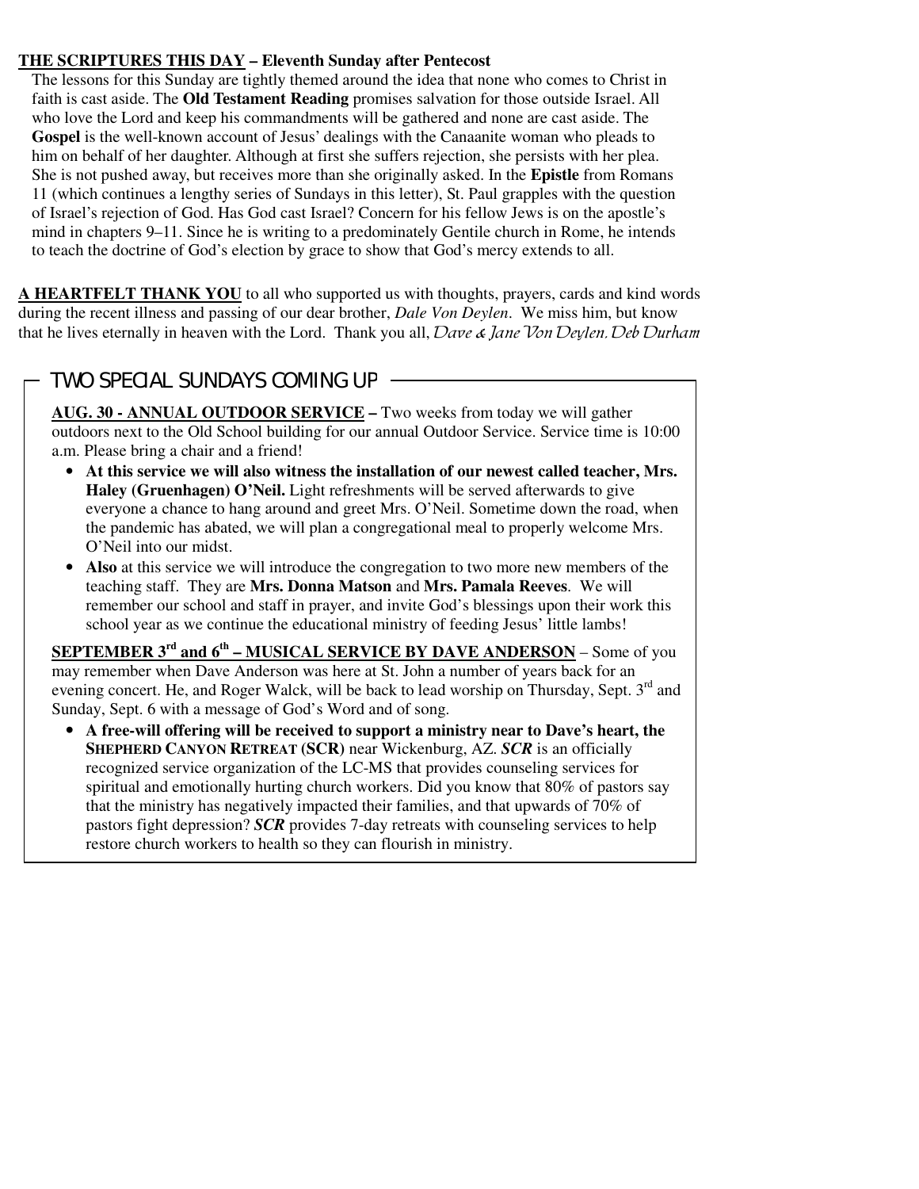**THE SCRIPTURES THIS DAY – Eleventh Sunday after Pentecost**

The lessons for this Sunday are tightly themed around the idea that none who comes to Christ in faith is cast aside. The **Old Testament Reading** promises salvation for those outside Israel. All who love the Lord and keep his commandments will be gathered and none are cast aside. The **Gospel** is the well-known account of Jesus' dealings with the Canaanite woman who pleads to him on behalf of her daughter. Although at first she suffers rejection, she persists with her plea. She is not pushed away, but receives more than she originally asked. In the **Epistle** from Romans 11 (which continues a lengthy series of Sundays in this letter), St. Paul grapples with the question of Israel's rejection of God. Has God cast Israel? Concern for his fellow Jews is on the apostle's mind in chapters 9–11. Since he is writing to a predominately Gentile church in Rome, he intends to teach the doctrine of God's election by grace to show that God's mercy extends to all.

**A HEARTFELT THANK YOU** to all who supported us with thoughts, prayers, cards and kind words during the recent illness and passing of our dear brother, *Dale Von Deylen*. We miss him, but know that he lives eternally in heaven with the Lord. Thank you all, *Dave & Jane Von Deylen, Deb Durham*

## TWO SPECIAL SUNDAYS COMING UP

**AUG. 30 - ANNUAL OUTDOOR SERVICE –** Two weeks from today we will gather outdoors next to the Old School building for our annual Outdoor Service. Service time is 10:00 a.m. Please bring a chair and a friend!

- **At this service we will also witness the installation of our newest called teacher, Mrs. Haley (Gruenhagen) O'Neil.** Light refreshments will be served afterwards to give everyone a chance to hang around and greet Mrs. O'Neil. Sometime down the road, when the pandemic has abated, we will plan a congregational meal to properly welcome Mrs. O'Neil into our midst.
- **Also** at this service we will introduce the congregation to two more new members of the teaching staff. They are **Mrs. Donna Matson** and **Mrs. Pamala Reeves**. We will remember our school and staff in prayer, and invite God's blessings upon their work this school year as we continue the educational ministry of feeding Jesus' little lambs!

**SEPTEMBER 3rd and 6th – MUSICAL SERVICE BY DAVE ANDERSON** – Some of you may remember when Dave Anderson was here at St. John a number of years back for an evening concert. He, and Roger Walck, will be back to lead worship on Thursday, Sept. 3rd and Sunday, Sept. 6 with a message of God's Word and of song.

- **A free-will offering will be received to support a ministry near to Dave's heart, the SHEPHERD CANYON RETREAT (SCR)** near Wickenburg, AZ. ***SCR*** is an officially recognized service organization of the LC-MS that provides counseling services for spiritual and emotionally hurting church workers. Did you know that 80% of pastors say that the ministry has negatively impacted their families, and that upwards of 70% of pastors fight depression? ***SCR*** provides 7-day retreats with counseling services to help restore church workers to health so they can flourish in ministry.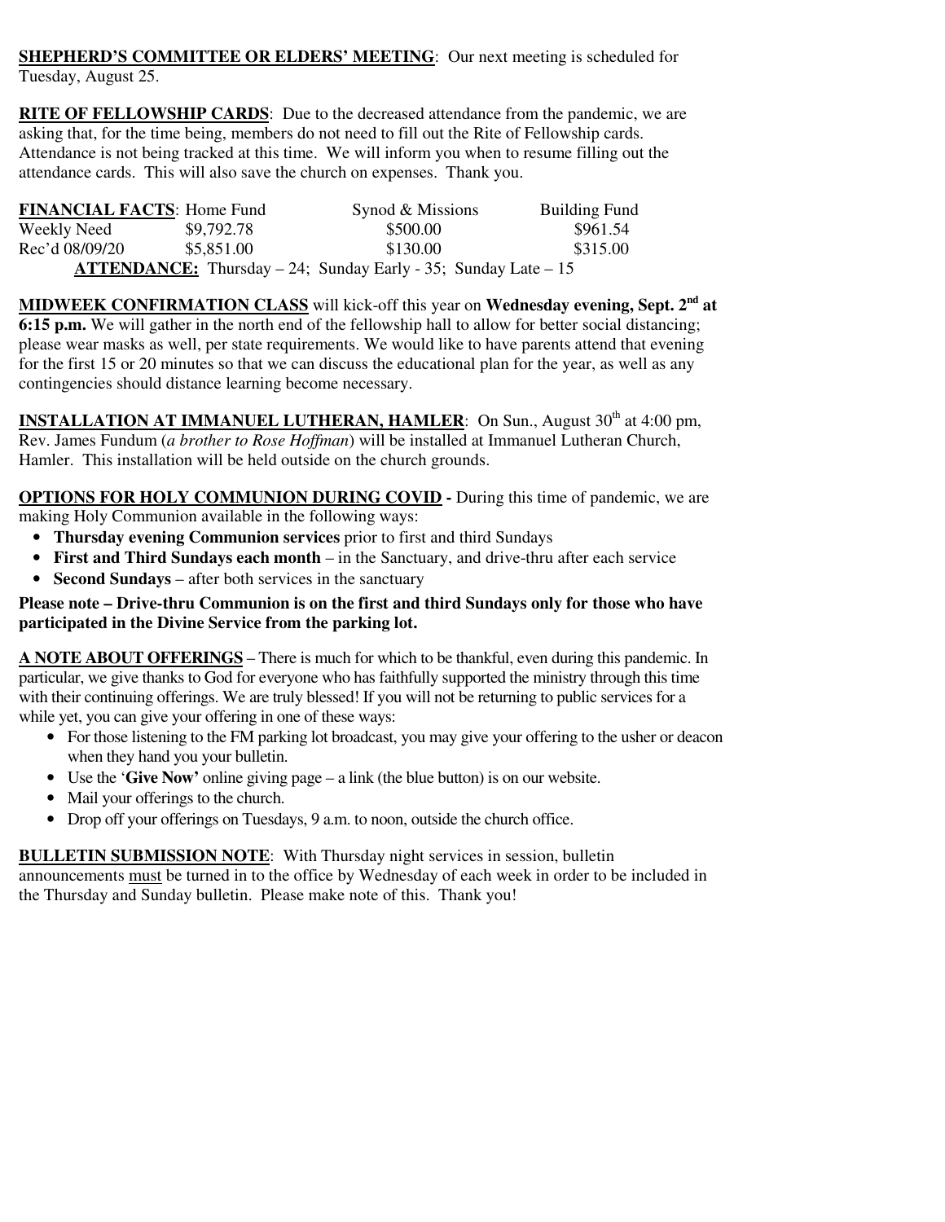**SHEPHERD'S COMMITTEE OR ELDERS' MEETING**: Our next meeting is scheduled for Tuesday, August 25.

**RITE OF FELLOWSHIP CARDS**: Due to the decreased attendance from the pandemic, we are asking that, for the time being, members do not need to fill out the Rite of Fellowship cards. Attendance is not being tracked at this time. We will inform you when to resume filling out the attendance cards. This will also save the church on expenses. Thank you.

| **FINANCIAL FACTS**: | Home Fund | Synod & Missions | Building Fund |
|---|---|---|---|
| Weekly Need | $9,792.78 | $500.00 | $961.54 |
| Rec'd 08/09/20 | $5,851.00 | $130.00 | $315.00 |

**ATTENDANCE:** Thursday – 24; Sunday Early - 35; Sunday Late – 15

**MIDWEEK CONFIRMATION CLASS** will kick-off this year on **Wednesday evening, Sept. 2nd at 6:15 p.m.** We will gather in the north end of the fellowship hall to allow for better social distancing; please wear masks as well, per state requirements. We would like to have parents attend that evening for the first 15 or 20 minutes so that we can discuss the educational plan for the year, as well as any contingencies should distance learning become necessary.

**INSTALLATION AT IMMANUEL LUTHERAN, HAMLER**: On Sun., August 30th at 4:00 pm, Rev. James Fundum (*a brother to Rose Hoffman*) will be installed at Immanuel Lutheran Church, Hamler. This installation will be held outside on the church grounds.

**OPTIONS FOR HOLY COMMUNION DURING COVID -** During this time of pandemic, we are making Holy Communion available in the following ways:

- **Thursday evening Communion services** prior to first and third Sundays
- **First and Third Sundays each month** – in the Sanctuary, and drive-thru after each service
- **Second Sundays** – after both services in the sanctuary

**Please note – Drive-thru Communion is on the first and third Sundays only for those who have participated in the Divine Service from the parking lot.**

**A NOTE ABOUT OFFERINGS** – There is much for which to be thankful, even during this pandemic. In particular, we give thanks to God for everyone who has faithfully supported the ministry through this time with their continuing offerings. We are truly blessed! If you will not be returning to public services for a while yet, you can give your offering in one of these ways:

- For those listening to the FM parking lot broadcast, you may give your offering to the usher or deacon when they hand you your bulletin.
- Use the '**Give Now'** online giving page – a link (the blue button) is on our website.
- Mail your offerings to the church.
- Drop off your offerings on Tuesdays, 9 a.m. to noon, outside the church office.

**BULLETIN SUBMISSION NOTE**: With Thursday night services in session, bulletin announcements must be turned in to the office by Wednesday of each week in order to be included in the Thursday and Sunday bulletin. Please make note of this. Thank you!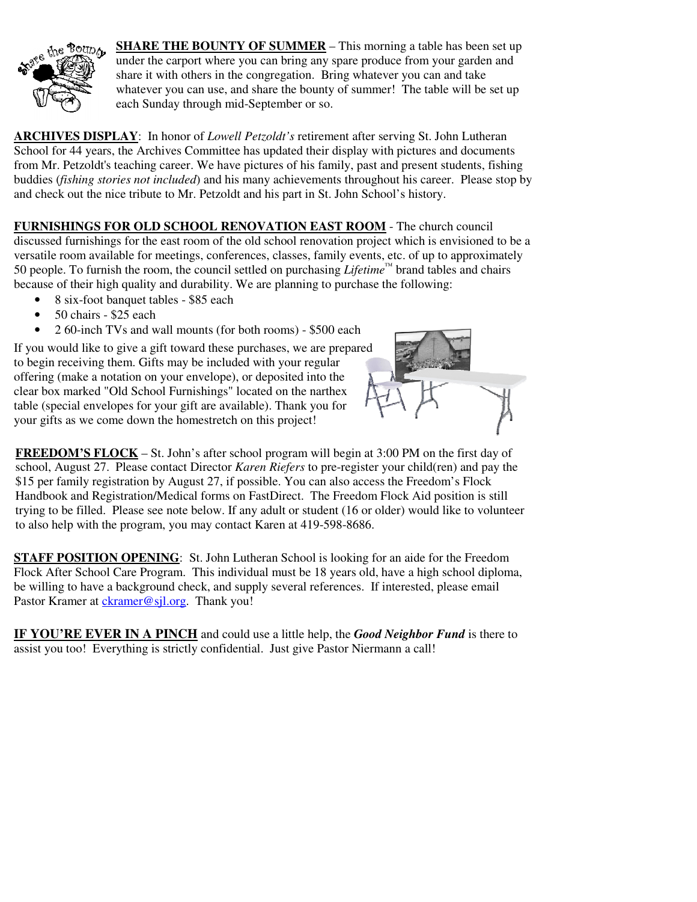**SHARE THE BOUNTY OF SUMMER** – This morning a table has been set up under the carport where you can bring any spare produce from your garden and share it with others in the congregation. Bring whatever you can and take whatever you can use, and share the bounty of summer! The table will be set up each Sunday through mid-September or so.

**ARCHIVES DISPLAY**: In honor of *Lowell Petzoldt's* retirement after serving St. John Lutheran School for 44 years, the Archives Committee has updated their display with pictures and documents from Mr. Petzoldt's teaching career. We have pictures of his family, past and present students, fishing buddies (*fishing stories not included*) and his many achievements throughout his career. Please stop by and check out the nice tribute to Mr. Petzoldt and his part in St. John School's history.

**FURNISHINGS FOR OLD SCHOOL RENOVATION EAST ROOM** - The church council discussed furnishings for the east room of the old school renovation project which is envisioned to be a versatile room available for meetings, conferences, classes, family events, etc. of up to approximately 50 people. To furnish the room, the council settled on purchasing *Lifetime*™ brand tables and chairs because of their high quality and durability. We are planning to purchase the following:

- 8 six-foot banquet tables - $85 each
- 50 chairs - $25 each
- 2 60-inch TVs and wall mounts (for both rooms) - $500 each

If you would like to give a gift toward these purchases, we are prepared to begin receiving them. Gifts may be included with your regular offering (make a notation on your envelope), or deposited into the clear box marked "Old School Furnishings" located on the narthex table (special envelopes for your gift are available). Thank you for your gifts as we come down the homestretch on this project!

**FREEDOM'S FLOCK** – St. John's after school program will begin at 3:00 PM on the first day of school, August 27. Please contact Director *Karen Riefers* to pre-register your child(ren) and pay the $15 per family registration by August 27, if possible. You can also access the Freedom's Flock Handbook and Registration/Medical forms on FastDirect. The Freedom Flock Aid position is still trying to be filled. Please see note below. If any adult or student (16 or older) would like to volunteer to also help with the program, you may contact Karen at 419-598-8686.

**STAFF POSITION OPENING**: St. John Lutheran School is looking for an aide for the Freedom Flock After School Care Program. This individual must be 18 years old, have a high school diploma, be willing to have a background check, and supply several references. If interested, please email Pastor Kramer at ckramer@sjl.org. Thank you!

**IF YOU'RE EVER IN A PINCH** and could use a little help, the ***Good Neighbor Fund*** is there to assist you too! Everything is strictly confidential. Just give Pastor Niermann a call!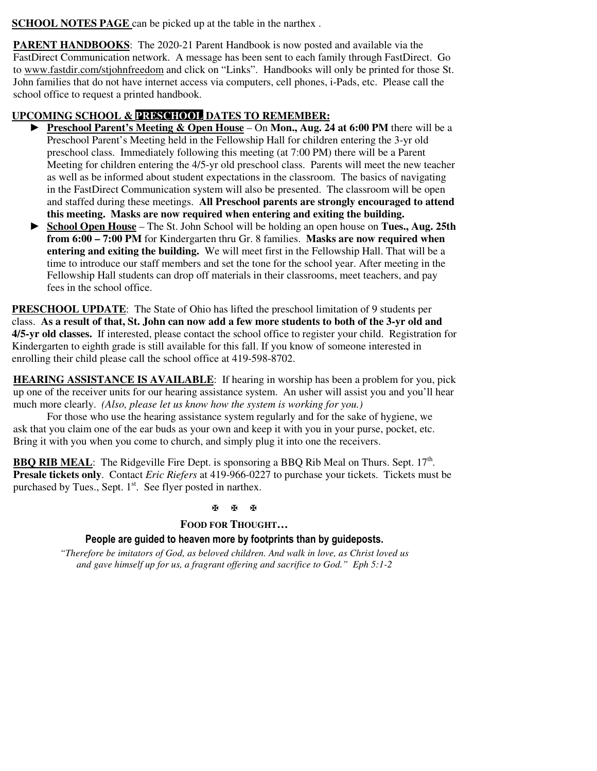**SCHOOL NOTES PAGE** can be picked up at the table in the narthex .

**PARENT HANDBOOKS**: The 2020-21 Parent Handbook is now posted and available via the FastDirect Communication network. A message has been sent to each family through FastDirect. Go to www.fastdir.com/stjohnfreedom and click on "Links". Handbooks will only be printed for those St. John families that do not have internet access via computers, cell phones, i-Pads, etc. Please call the school office to request a printed handbook.

**UPCOMING SCHOOL & PRESCHOOL DATES TO REMEMBER:**

- ► **Preschool Parent's Meeting & Open House** – On **Mon., Aug. 24 at 6:00 PM** there will be a Preschool Parent's Meeting held in the Fellowship Hall for children entering the 3-yr old preschool class. Immediately following this meeting (at 7:00 PM) there will be a Parent Meeting for children entering the 4/5-yr old preschool class. Parents will meet the new teacher as well as be informed about student expectations in the classroom. The basics of navigating in the FastDirect Communication system will also be presented. The classroom will be open and staffed during these meetings. **All Preschool parents are strongly encouraged to attend this meeting. Masks are now required when entering and exiting the building.**
- ► **School Open House** – The St. John School will be holding an open house on **Tues., Aug. 25th from 6:00 – 7:00 PM** for Kindergarten thru Gr. 8 families. **Masks are now required when entering and exiting the building.** We will meet first in the Fellowship Hall. That will be a time to introduce our staff members and set the tone for the school year. After meeting in the Fellowship Hall students can drop off materials in their classrooms, meet teachers, and pay fees in the school office.

**PRESCHOOL UPDATE**: The State of Ohio has lifted the preschool limitation of 9 students per class. **As a result of that, St. John can now add a few more students to both of the 3-yr old and 4/5-yr old classes.** If interested, please contact the school office to register your child. Registration for Kindergarten to eighth grade is still available for this fall. If you know of someone interested in enrolling their child please call the school office at 419-598-8702.

**HEARING ASSISTANCE IS AVAILABLE**: If hearing in worship has been a problem for you, pick up one of the receiver units for our hearing assistance system. An usher will assist you and you'll hear much more clearly. *(Also, please let us know how the system is working for you.)*

For those who use the hearing assistance system regularly and for the sake of hygiene, we ask that you claim one of the ear buds as your own and keep it with you in your purse, pocket, etc. Bring it with you when you come to church, and simply plug it into one the receivers.

**BBQ RIB MEAL**: The Ridgeville Fire Dept. is sponsoring a BBQ Rib Meal on Thurs. Sept. 17th. **Presale tickets only**. Contact *Eric Riefers* at 419-966-0227 to purchase your tickets. Tickets must be purchased by Tues., Sept. 1st. See flyer posted in narthex.

✠ ✠ ✠

**FOOD FOR THOUGHT…**

**People are guided to heaven more by footprints than by guideposts.**

*"Therefore be imitators of God, as beloved children. And walk in love, as Christ loved us and gave himself up for us, a fragrant offering and sacrifice to God." Eph 5:1-2*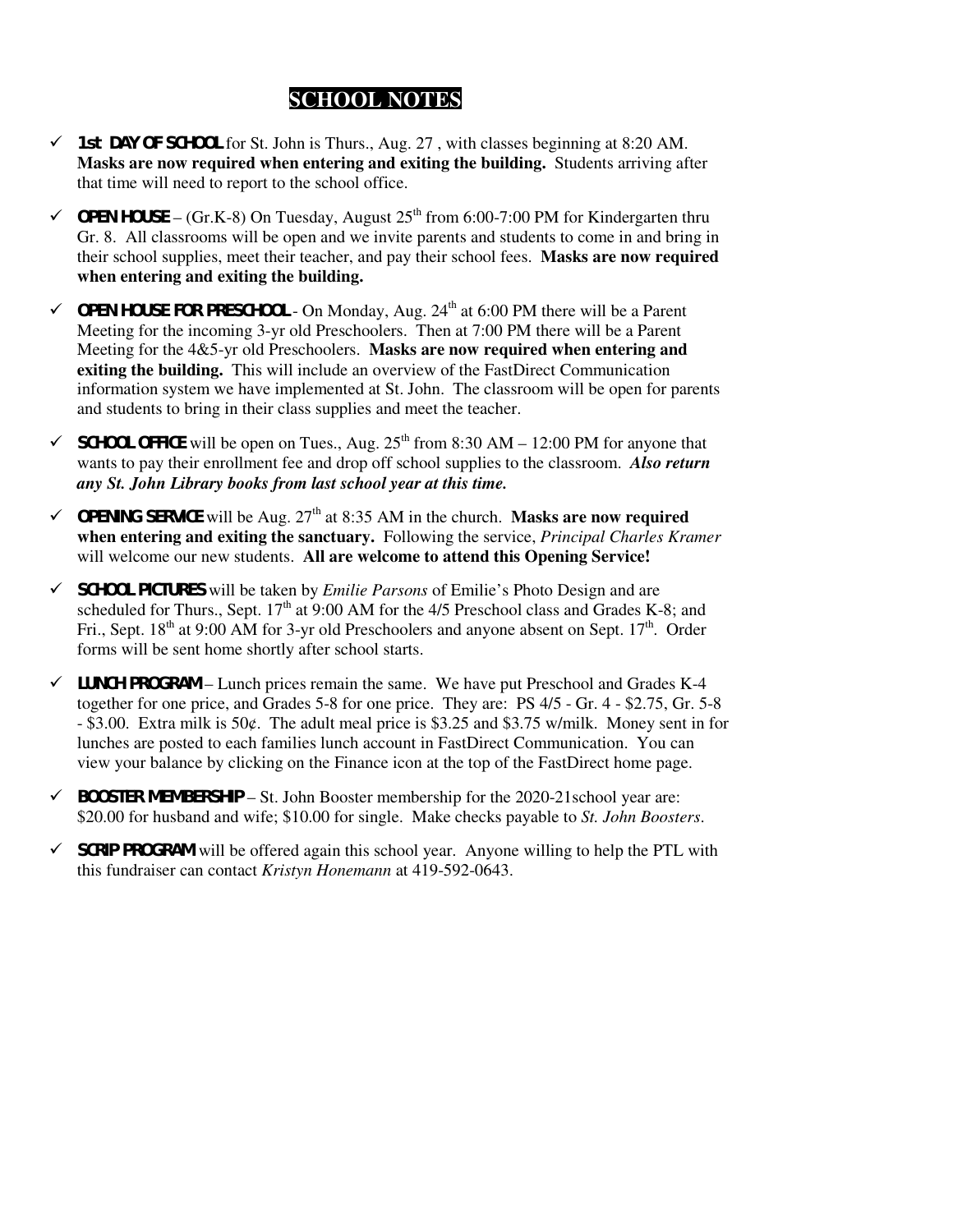# SCHOOL NOTES

- ✓ **1st DAY OF SCHOOL** for St. John is Thurs., Aug. 27 , with classes beginning at 8:20 AM. **Masks are now required when entering and exiting the building.** Students arriving after that time will need to report to the school office.
- ✓ **OPEN HOUSE** – (Gr.K-8) On Tuesday, August 25th from 6:00-7:00 PM for Kindergarten thru Gr. 8. All classrooms will be open and we invite parents and students to come in and bring in their school supplies, meet their teacher, and pay their school fees. **Masks are now required when entering and exiting the building.**
- ✓ **OPEN HOUSE FOR PRESCHOOL** - On Monday, Aug. 24th at 6:00 PM there will be a Parent Meeting for the incoming 3-yr old Preschoolers. Then at 7:00 PM there will be a Parent Meeting for the 4&5-yr old Preschoolers. **Masks are now required when entering and exiting the building.** This will include an overview of the FastDirect Communication information system we have implemented at St. John. The classroom will be open for parents and students to bring in their class supplies and meet the teacher.
- ✓ **SCHOOL OFFICE** will be open on Tues., Aug. 25th from 8:30 AM – 12:00 PM for anyone that wants to pay their enrollment fee and drop off school supplies to the classroom. ***Also return any St. John Library books from last school year at this time.***
- ✓ **OPENING SERVICE** will be Aug. 27th at 8:35 AM in the church. **Masks are now required when entering and exiting the sanctuary.** Following the service, *Principal Charles Kramer* will welcome our new students. **All are welcome to attend this Opening Service!**
- ✓ **SCHOOL PICTURES** will be taken by *Emilie Parsons* of Emilie's Photo Design and are scheduled for Thurs., Sept. 17th at 9:00 AM for the 4/5 Preschool class and Grades K-8; and Fri., Sept. 18th at 9:00 AM for 3-yr old Preschoolers and anyone absent on Sept. 17th. Order forms will be sent home shortly after school starts.
- ✓ **LUNCH PROGRAM** – Lunch prices remain the same. We have put Preschool and Grades K-4 together for one price, and Grades 5-8 for one price. They are: PS 4/5 - Gr. 4 - $2.75, Gr. 5-8 - $3.00. Extra milk is 50¢. The adult meal price is $3.25 and $3.75 w/milk. Money sent in for lunches are posted to each families lunch account in FastDirect Communication. You can view your balance by clicking on the Finance icon at the top of the FastDirect home page.
- ✓ **BOOSTER MEMBERSHIP** – St. John Booster membership for the 2020-21school year are: $20.00 for husband and wife; $10.00 for single. Make checks payable to *St. John Boosters*.
- ✓ **SCRIP PROGRAM** will be offered again this school year. Anyone willing to help the PTL with this fundraiser can contact *Kristyn Honemann* at 419-592-0643.